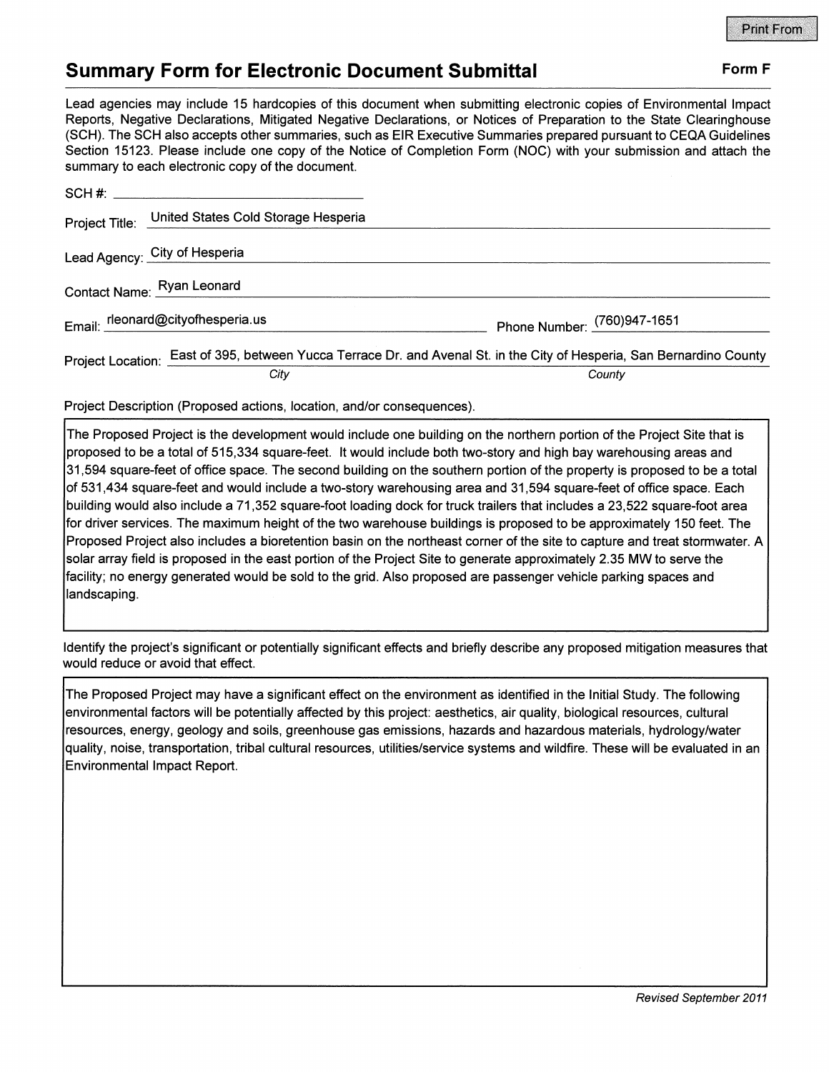# Summary Form for Electronic Document Submittal

**Form F**

Lead agencies may include 15 hardcopies of this document when submitting electronic copies of Environmental Impact Reports, Negative Declarations, Mitigated Negative Declarations, or Notices of Preparation to the State Clearinghouse (SCH). The SCH also accepts other summaries, such as EIR Executive Summaries prepared pursuant to CEQA Guidelines Section 15123. Please include one copy of the Notice of Completion Form (NOC) with your submission and attach the summary to each electronic copy of the document.

SCH #: ______________________

Project Title: United States Cold Storage Hesperia

Lead Agency: City of Hesperia

Contact Name: Ryan Leonard

Email: rleonard@cityofhesperia.us  Phone Number: (760)947-1651

Project Location: East of 395, between Yucca Terrace Dr. and Avenal St. in the City of Hesperia, San Bernardino County

*City* *County*

Project Description (Proposed actions, location, and/or consequences).

The Proposed Project is the development would include one building on the northern portion of the Project Site that is proposed to be a total of 515,334 square-feet. It would include both two-story and high bay warehousing areas and 31,594 square-feet of office space. The second building on the southern portion of the property is proposed to be a total of 531,434 square-feet and would include a two-story warehousing area and 31,594 square-feet of office space. Each building would also include a 71,352 square-foot loading dock for truck trailers that includes a 23,522 square-foot area for driver services. The maximum height of the two warehouse buildings is proposed to be approximately 150 feet. The Proposed Project also includes a bioretention basin on the northeast corner of the site to capture and treat stormwater. A solar array field is proposed in the east portion of the Project Site to generate approximately 2.35 MW to serve the facility; no energy generated would be sold to the grid. Also proposed are passenger vehicle parking spaces and landscaping.

Identify the project's significant or potentially significant effects and briefly describe any proposed mitigation measures that would reduce or avoid that effect.

The Proposed Project may have a significant effect on the environment as identified in the Initial Study. The following environmental factors will be potentially affected by this project: aesthetics, air quality, biological resources, cultural resources, energy, geology and soils, greenhouse gas emissions, hazards and hazardous materials, hydrology/water quality, noise, transportation, tribal cultural resources, utilities/service systems and wildfire. These will be evaluated in an Environmental Impact Report.

*Revised September 2011*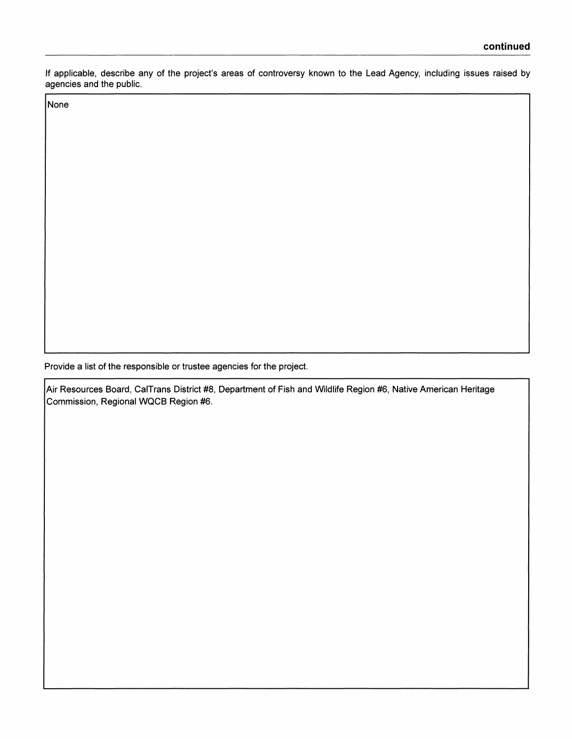**continued**

If applicable, describe any of the project's areas of controversy known to the Lead Agency, including issues raised by agencies and the public.

None

Provide a list of the responsible or trustee agencies for the project.

Air Resources Board, CalTrans District #8, Department of Fish and Wildlife Region #6, Native American Heritage Commission, Regional WQCB Region #6.